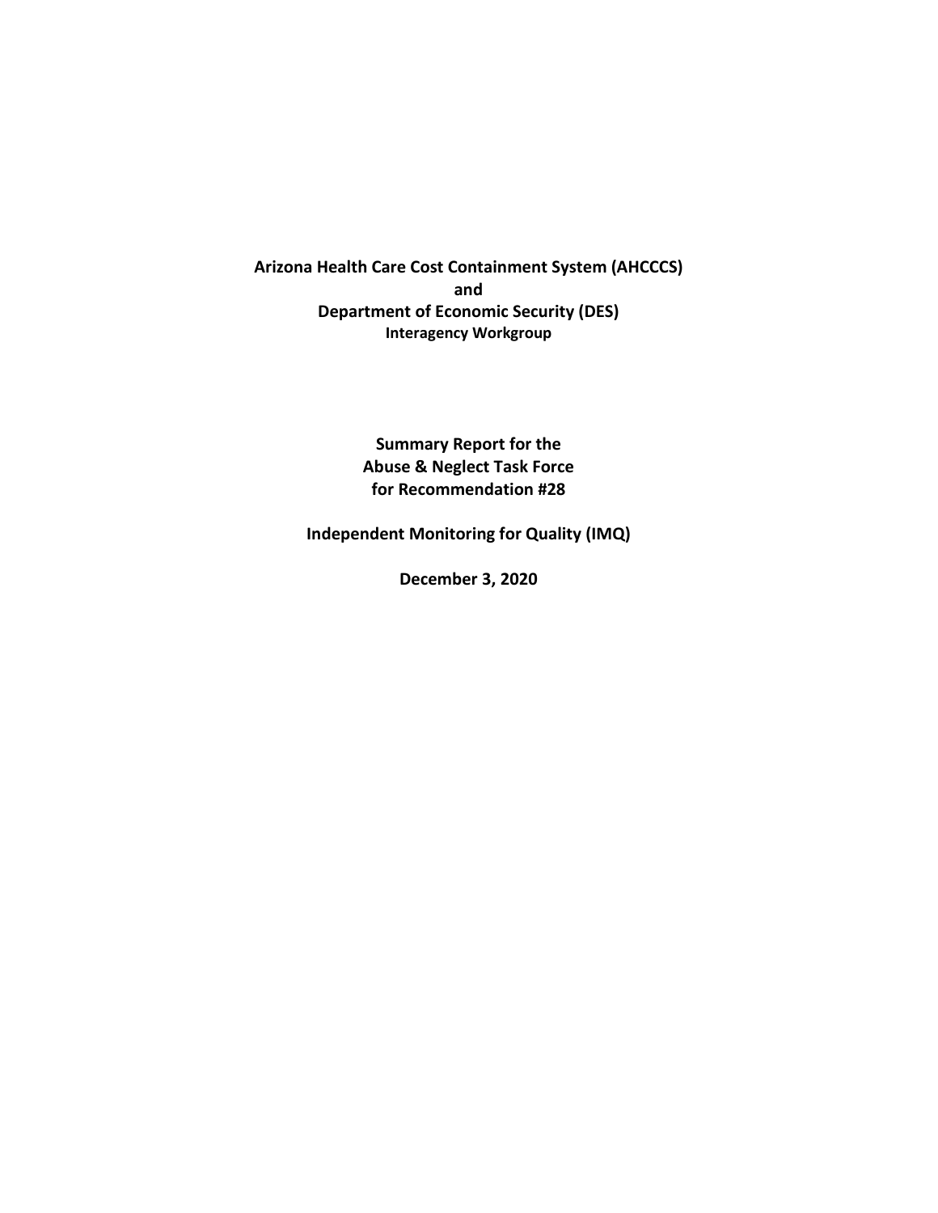**Arizona Health Care Cost Containment System (AHCCCS)**
**and**
**Department of Economic Security (DES)**
**Interagency Workgroup**

**Summary Report for the**
**Abuse & Neglect Task Force**
**for Recommendation #28**

**Independent Monitoring for Quality (IMQ)**

**December 3, 2020**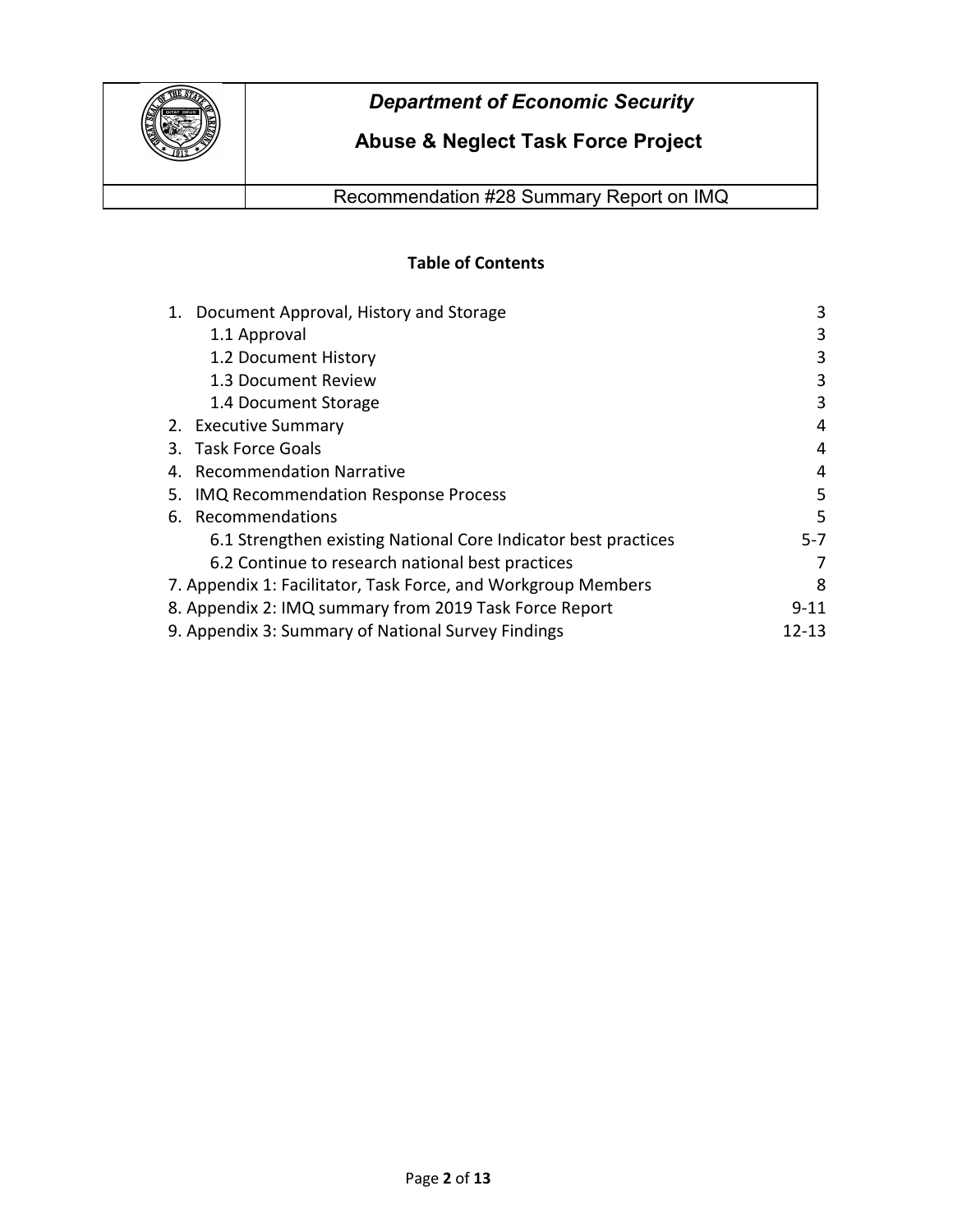| | *Department of Economic Security* |
|---|---|
| | **Abuse & Neglect Task Force Project** |
| | Recommendation #28 Summary Report on IMQ |

**Table of Contents**

| | |
|---|---|
| 1. Document Approval, History and Storage | 3 |
| 1.1 Approval | 3 |
| 1.2 Document History | 3 |
| 1.3 Document Review | 3 |
| 1.4 Document Storage | 3 |
| 2. Executive Summary | 4 |
| 3. Task Force Goals | 4 |
| 4. Recommendation Narrative | 4 |
| 5. IMQ Recommendation Response Process | 5 |
| 6. Recommendations | 5 |
| 6.1 Strengthen existing National Core Indicator best practices | 5-7 |
| 6.2 Continue to research national best practices | 7 |
| 7. Appendix 1: Facilitator, Task Force, and Workgroup Members | 8 |
| 8. Appendix 2: IMQ summary from 2019 Task Force Report | 9-11 |
| 9. Appendix 3: Summary of National Survey Findings | 12-13 |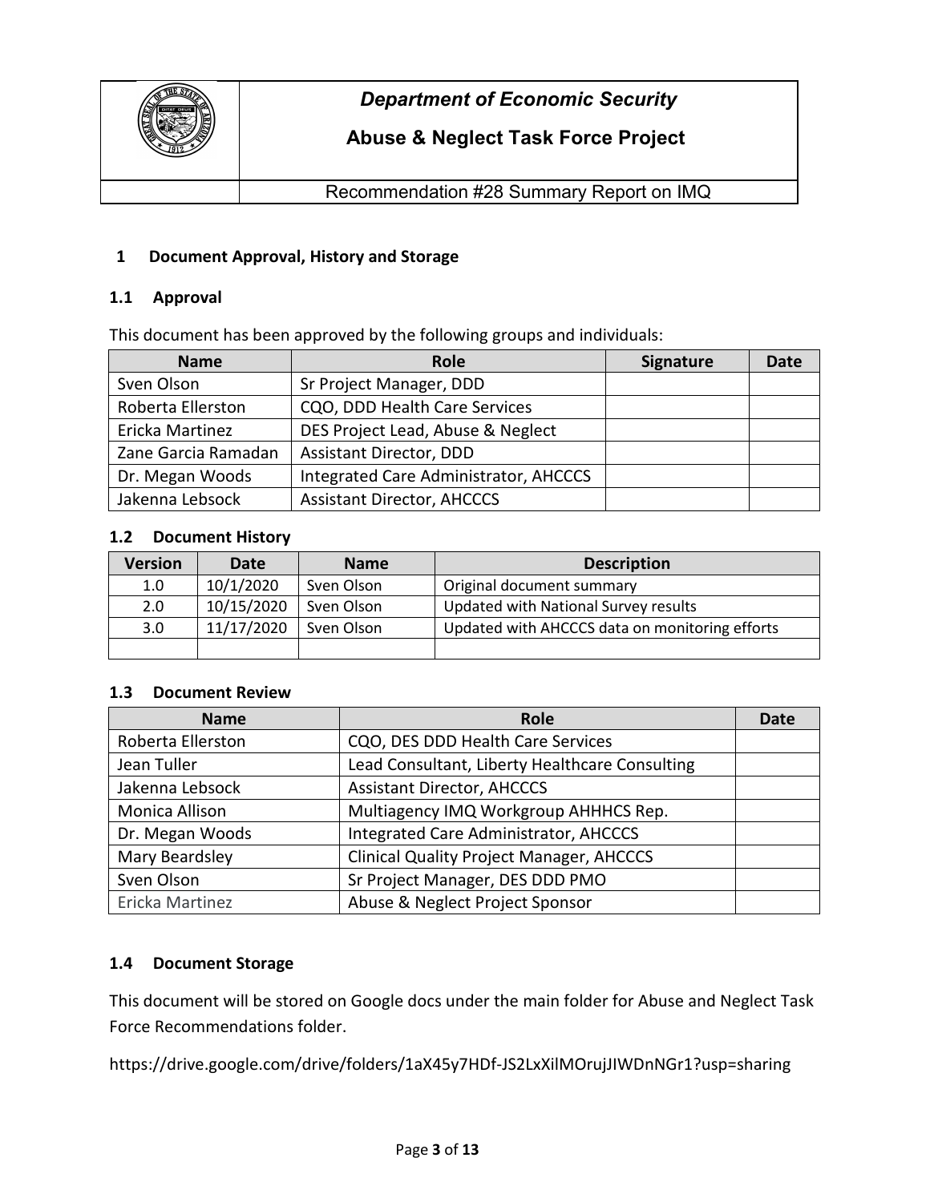## 1 Document Approval, History and Storage

### 1.1 Approval

This document has been approved by the following groups and individuals:

| Name | Role | Signature | Date |
|---|---|---|---|
| Sven Olson | Sr Project Manager, DDD | | |
| Roberta Ellerston | CQO, DDD Health Care Services | | |
| Ericka Martinez | DES Project Lead, Abuse & Neglect | | |
| Zane Garcia Ramadan | Assistant Director, DDD | | |
| Dr. Megan Woods | Integrated Care Administrator, AHCCCS | | |
| Jakenna Lebsock | Assistant Director, AHCCCS | | |

### 1.2 Document History

| Version | Date | Name | Description |
|---|---|---|---|
| 1.0 | 10/1/2020 | Sven Olson | Original document summary |
| 2.0 | 10/15/2020 | Sven Olson | Updated with National Survey results |
| 3.0 | 11/17/2020 | Sven Olson | Updated with AHCCCS data on monitoring efforts |
| | | | |

### 1.3 Document Review

| Name | Role | Date |
|---|---|---|
| Roberta Ellerston | CQO, DES DDD Health Care Services | |
| Jean Tuller | Lead Consultant, Liberty Healthcare Consulting | |
| Jakenna Lebsock | Assistant Director, AHCCCS | |
| Monica Allison | Multiagency IMQ Workgroup AHHHCS Rep. | |
| Dr. Megan Woods | Integrated Care Administrator, AHCCCS | |
| Mary Beardsley | Clinical Quality Project Manager, AHCCCS | |
| Sven Olson | Sr Project Manager, DES DDD PMO | |
| Ericka Martinez | Abuse & Neglect Project Sponsor | |

### 1.4 Document Storage

This document will be stored on Google docs under the main folder for Abuse and Neglect Task Force Recommendations folder.

https://drive.google.com/drive/folders/1aX45y7HDf-JS2LxXilMOrujJIWDnNGr1?usp=sharing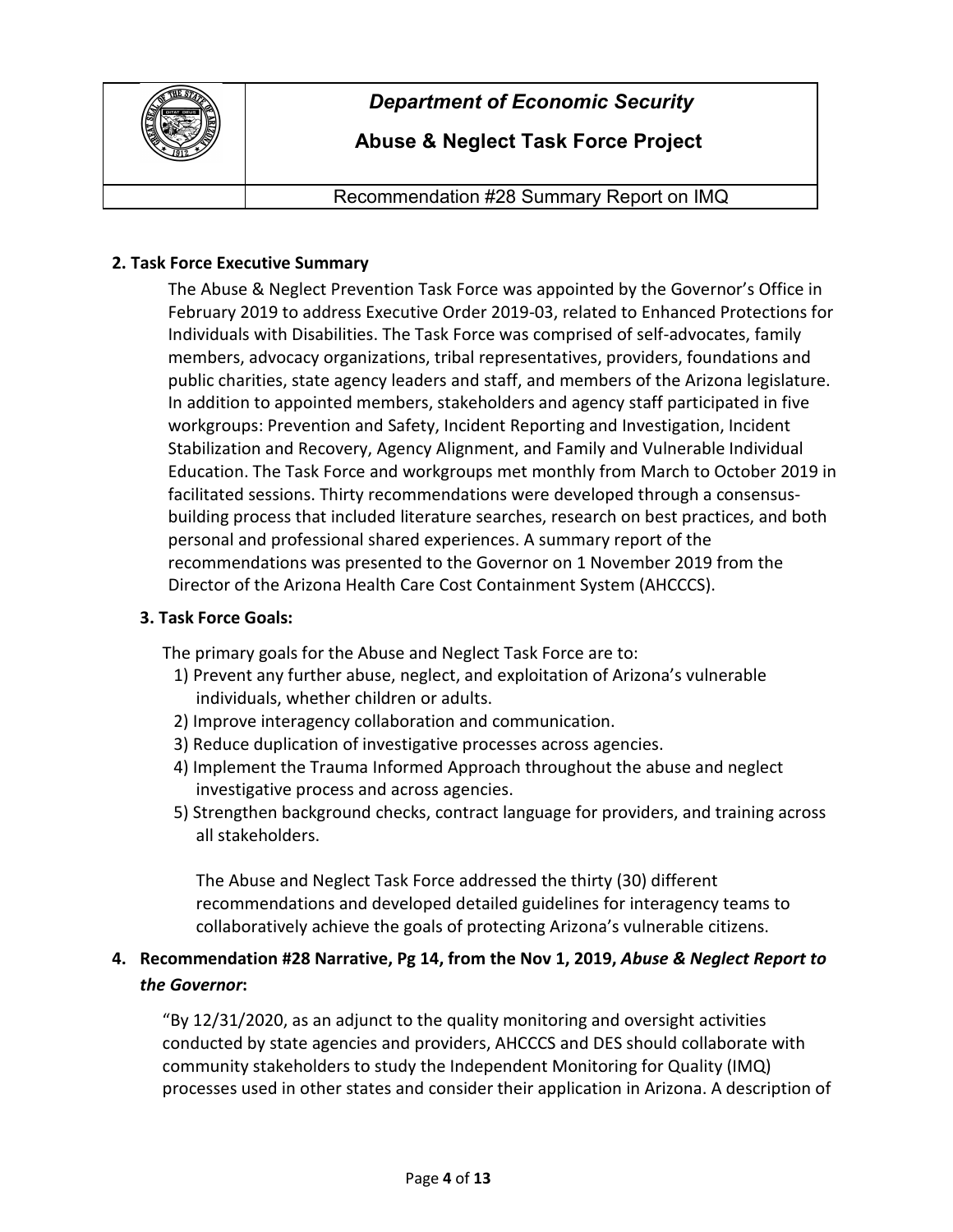## 2. Task Force Executive Summary

The Abuse & Neglect Prevention Task Force was appointed by the Governor's Office in February 2019 to address Executive Order 2019-03, related to Enhanced Protections for Individuals with Disabilities. The Task Force was comprised of self-advocates, family members, advocacy organizations, tribal representatives, providers, foundations and public charities, state agency leaders and staff, and members of the Arizona legislature. In addition to appointed members, stakeholders and agency staff participated in five workgroups: Prevention and Safety, Incident Reporting and Investigation, Incident Stabilization and Recovery, Agency Alignment, and Family and Vulnerable Individual Education. The Task Force and workgroups met monthly from March to October 2019 in facilitated sessions. Thirty recommendations were developed through a consensus-building process that included literature searches, research on best practices, and both personal and professional shared experiences. A summary report of the recommendations was presented to the Governor on 1 November 2019 from the Director of the Arizona Health Care Cost Containment System (AHCCCS).

## 3. Task Force Goals:

The primary goals for the Abuse and Neglect Task Force are to:

1) Prevent any further abuse, neglect, and exploitation of Arizona's vulnerable individuals, whether children or adults.
2) Improve interagency collaboration and communication.
3) Reduce duplication of investigative processes across agencies.
4) Implement the Trauma Informed Approach throughout the abuse and neglect investigative process and across agencies.
5) Strengthen background checks, contract language for providers, and training across all stakeholders.

The Abuse and Neglect Task Force addressed the thirty (30) different recommendations and developed detailed guidelines for interagency teams to collaboratively achieve the goals of protecting Arizona's vulnerable citizens.

## 4. Recommendation #28 Narrative, Pg 14, from the Nov 1, 2019, *Abuse & Neglect Report to the Governor*:

"By 12/31/2020, as an adjunct to the quality monitoring and oversight activities conducted by state agencies and providers, AHCCCS and DES should collaborate with community stakeholders to study the Independent Monitoring for Quality (IMQ) processes used in other states and consider their application in Arizona. A description of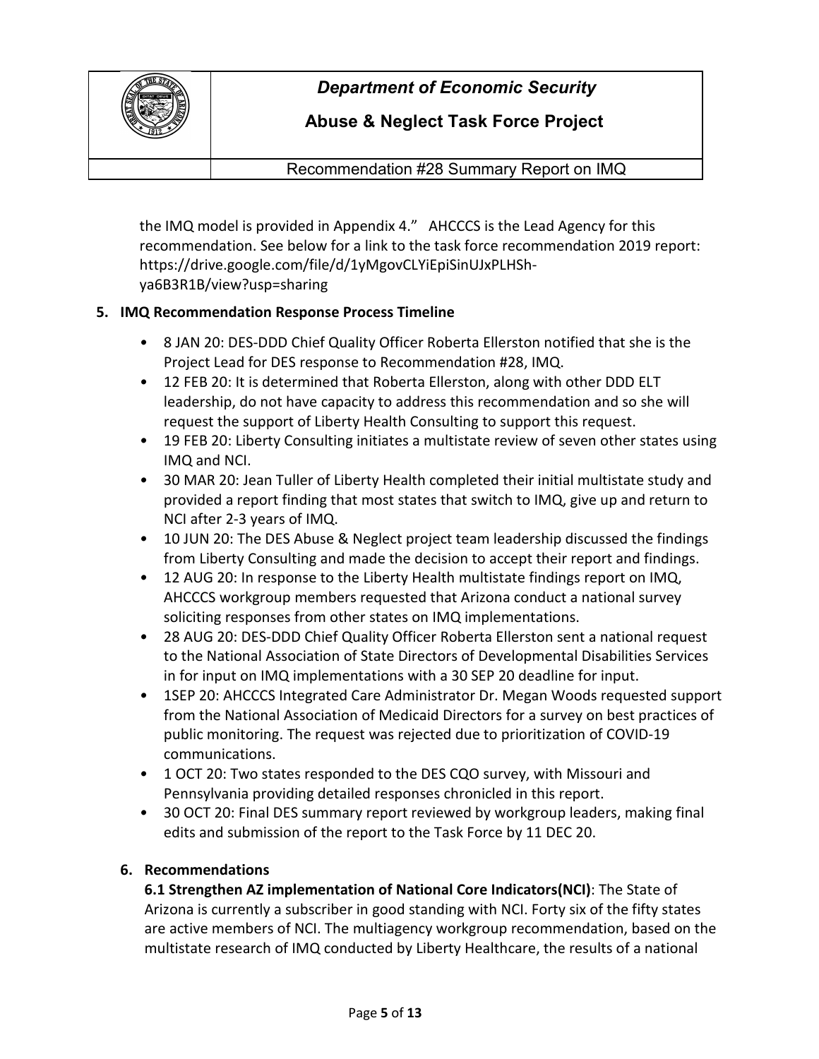the IMQ model is provided in Appendix 4." AHCCCS is the Lead Agency for this recommendation. See below for a link to the task force recommendation 2019 report: https://drive.google.com/file/d/1yMgovCLYiEpiSinUJxPLHSh-ya6B3R1B/view?usp=sharing

## 5. IMQ Recommendation Response Process Timeline

- 8 JAN 20: DES-DDD Chief Quality Officer Roberta Ellerston notified that she is the Project Lead for DES response to Recommendation #28, IMQ.
- 12 FEB 20: It is determined that Roberta Ellerston, along with other DDD ELT leadership, do not have capacity to address this recommendation and so she will request the support of Liberty Health Consulting to support this request.
- 19 FEB 20: Liberty Consulting initiates a multistate review of seven other states using IMQ and NCI.
- 30 MAR 20: Jean Tuller of Liberty Health completed their initial multistate study and provided a report finding that most states that switch to IMQ, give up and return to NCI after 2-3 years of IMQ.
- 10 JUN 20: The DES Abuse & Neglect project team leadership discussed the findings from Liberty Consulting and made the decision to accept their report and findings.
- 12 AUG 20: In response to the Liberty Health multistate findings report on IMQ, AHCCCS workgroup members requested that Arizona conduct a national survey soliciting responses from other states on IMQ implementations.
- 28 AUG 20: DES-DDD Chief Quality Officer Roberta Ellerston sent a national request to the National Association of State Directors of Developmental Disabilities Services in for input on IMQ implementations with a 30 SEP 20 deadline for input.
- 1SEP 20: AHCCCS Integrated Care Administrator Dr. Megan Woods requested support from the National Association of Medicaid Directors for a survey on best practices of public monitoring. The request was rejected due to prioritization of COVID-19 communications.
- 1 OCT 20: Two states responded to the DES CQO survey, with Missouri and Pennsylvania providing detailed responses chronicled in this report.
- 30 OCT 20: Final DES summary report reviewed by workgroup leaders, making final edits and submission of the report to the Task Force by 11 DEC 20.

## 6. Recommendations

**6.1 Strengthen AZ implementation of National Core Indicators(NCI)**: The State of Arizona is currently a subscriber in good standing with NCI. Forty six of the fifty states are active members of NCI. The multiagency workgroup recommendation, based on the multistate research of IMQ conducted by Liberty Healthcare, the results of a national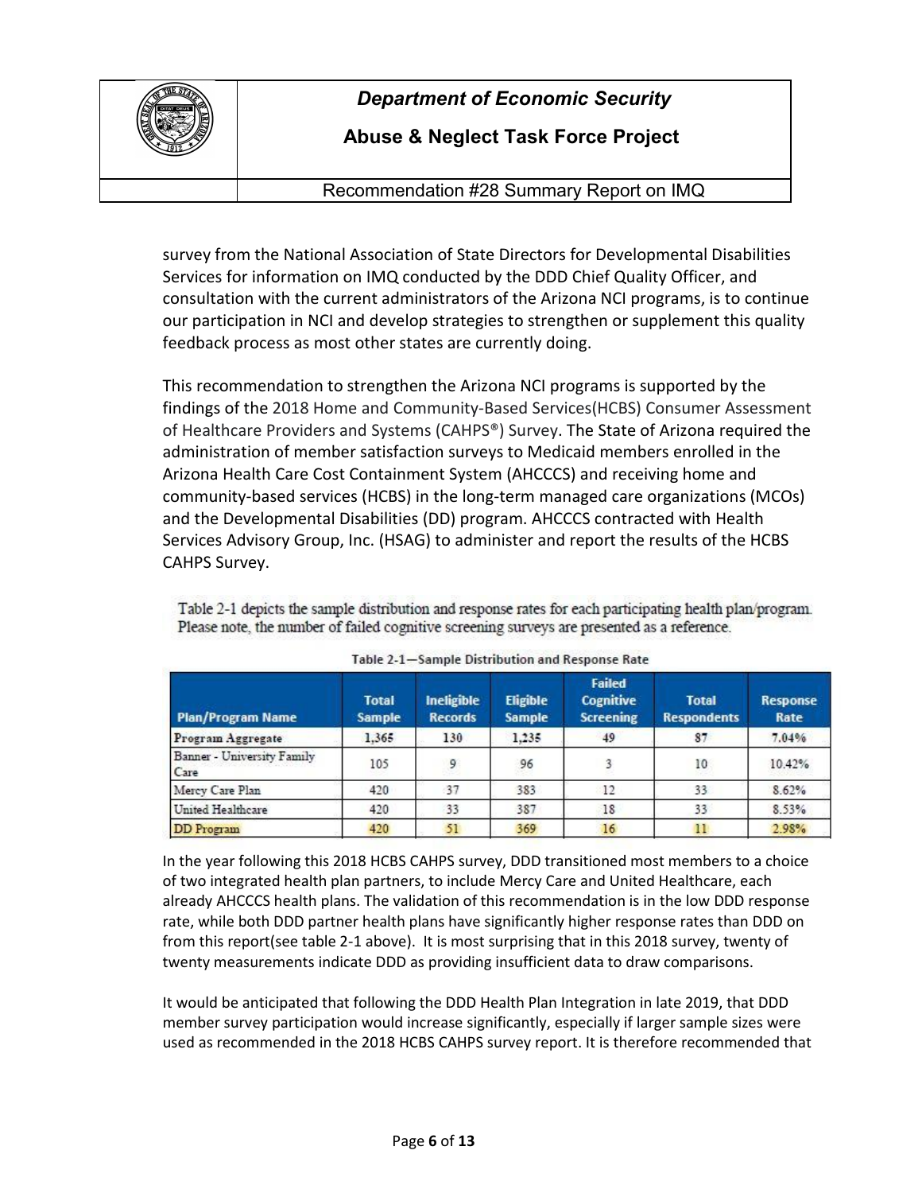survey from the National Association of State Directors for Developmental Disabilities Services for information on IMQ conducted by the DDD Chief Quality Officer, and consultation with the current administrators of the Arizona NCI programs, is to continue our participation in NCI and develop strategies to strengthen or supplement this quality feedback process as most other states are currently doing.

This recommendation to strengthen the Arizona NCI programs is supported by the findings of the 2018 Home and Community-Based Services(HCBS) Consumer Assessment of Healthcare Providers and Systems (CAHPS®) Survey. The State of Arizona required the administration of member satisfaction surveys to Medicaid members enrolled in the Arizona Health Care Cost Containment System (AHCCCS) and receiving home and community-based services (HCBS) in the long-term managed care organizations (MCOs) and the Developmental Disabilities (DD) program. AHCCCS contracted with Health Services Advisory Group, Inc. (HSAG) to administer and report the results of the HCBS CAHPS Survey.

Table 2-1 depicts the sample distribution and response rates for each participating health plan/program. Please note, the number of failed cognitive screening surveys are presented as a reference.

Table 2-1—Sample Distribution and Response Rate

| Plan/Program Name | Total Sample | Ineligible Records | Eligible Sample | Failed Cognitive Screening | Total Respondents | Response Rate |
|---|---|---|---|---|---|---|
| Program Aggregate | 1,365 | 130 | 1,235 | 49 | 87 | 7.04% |
| Banner - University Family Care | 105 | 9 | 96 | 3 | 10 | 10.42% |
| Mercy Care Plan | 420 | 37 | 383 | 12 | 33 | 8.62% |
| United Healthcare | 420 | 33 | 387 | 18 | 33 | 8.53% |
| DD Program | 420 | 51 | 369 | 16 | 11 | 2.98% |

In the year following this 2018 HCBS CAHPS survey, DDD transitioned most members to a choice of two integrated health plan partners, to include Mercy Care and United Healthcare, each already AHCCCS health plans. The validation of this recommendation is in the low DDD response rate, while both DDD partner health plans have significantly higher response rates than DDD on from this report(see table 2-1 above). It is most surprising that in this 2018 survey, twenty of twenty measurements indicate DDD as providing insufficient data to draw comparisons.

It would be anticipated that following the DDD Health Plan Integration in late 2019, that DDD member survey participation would increase significantly, especially if larger sample sizes were used as recommended in the 2018 HCBS CAHPS survey report. It is therefore recommended that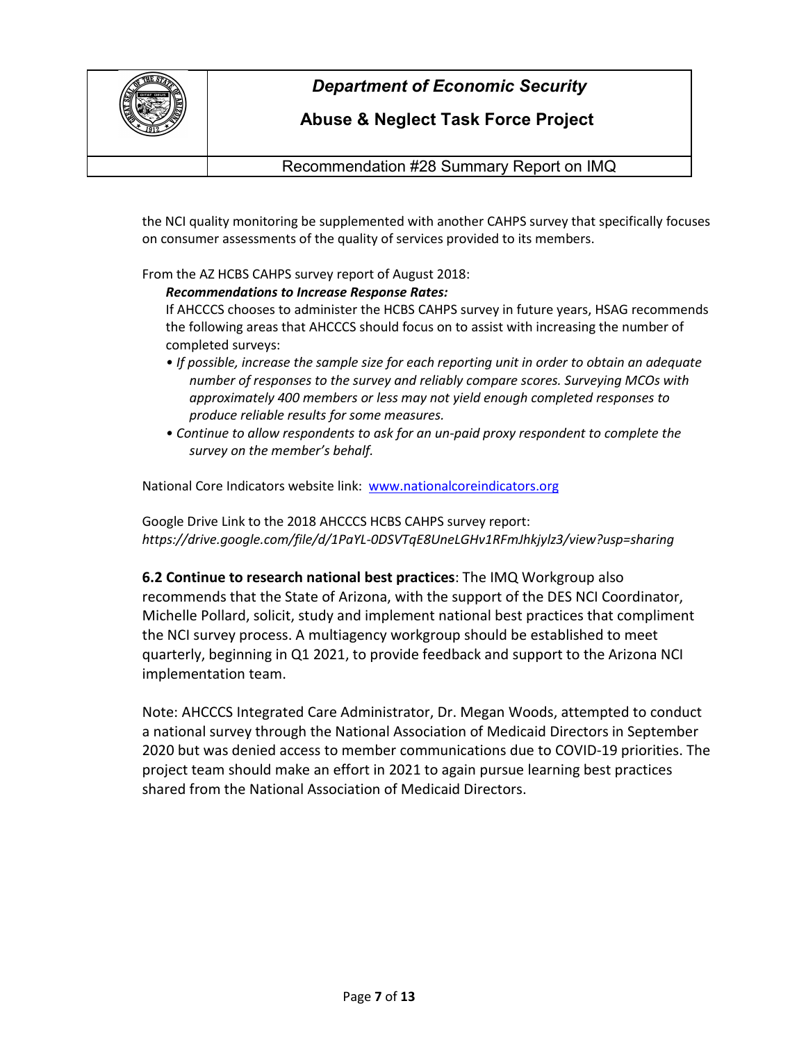the NCI quality monitoring be supplemented with another CAHPS survey that specifically focuses on consumer assessments of the quality of services provided to its members.

From the AZ HCBS CAHPS survey report of August 2018:

> ***Recommendations to Increase Response Rates:***
>
> If AHCCCS chooses to administer the HCBS CAHPS survey in future years, HSAG recommends the following areas that AHCCCS should focus on to assist with increasing the number of completed surveys:
>
> - *If possible, increase the sample size for each reporting unit in order to obtain an adequate number of responses to the survey and reliably compare scores. Surveying MCOs with approximately 400 members or less may not yield enough completed responses to produce reliable results for some measures.*
> - *Continue to allow respondents to ask for an un-paid proxy respondent to complete the survey on the member's behalf.*

National Core Indicators website link: [www.nationalcoreindicators.org](www.nationalcoreindicators.org)

Google Drive Link to the 2018 AHCCCS HCBS CAHPS survey report:
*https://drive.google.com/file/d/1PaYL-0DSVTqE8UneLGHv1RFmJhkjylz3/view?usp=sharing*

**6.2 Continue to research national best practices**: The IMQ Workgroup also recommends that the State of Arizona, with the support of the DES NCI Coordinator, Michelle Pollard, solicit, study and implement national best practices that compliment the NCI survey process. A multiagency workgroup should be established to meet quarterly, beginning in Q1 2021, to provide feedback and support to the Arizona NCI implementation team.

Note: AHCCCS Integrated Care Administrator, Dr. Megan Woods, attempted to conduct a national survey through the National Association of Medicaid Directors in September 2020 but was denied access to member communications due to COVID-19 priorities. The project team should make an effort in 2021 to again pursue learning best practices shared from the National Association of Medicaid Directors.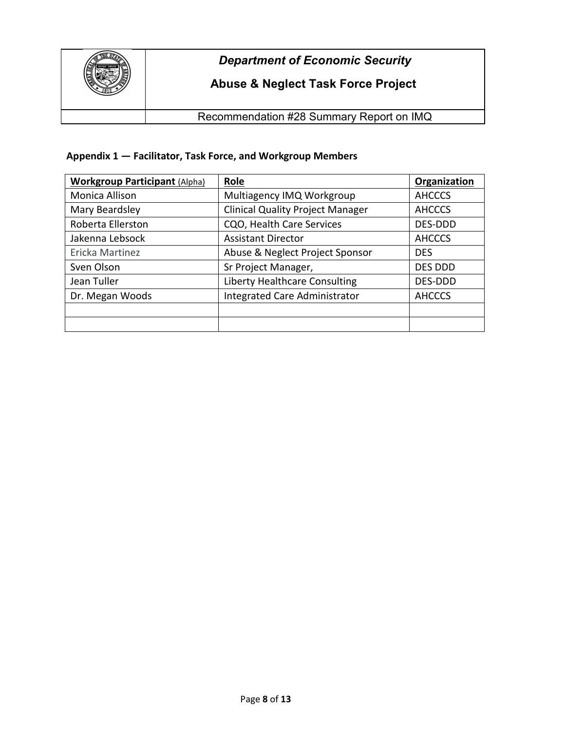## Appendix 1 — Facilitator, Task Force, and Workgroup Members

| **Workgroup Participant** (Alpha) | **Role** | **Organization** |
|---|---|---|
| Monica Allison | Multiagency IMQ Workgroup | AHCCCS |
| Mary Beardsley | Clinical Quality Project Manager | AHCCCS |
| Roberta Ellerston | CQO, Health Care Services | DES-DDD |
| Jakenna Lebsock | Assistant Director | AHCCCS |
| Ericka Martinez | Abuse & Neglect Project Sponsor | DES |
| Sven Olson | Sr Project Manager, | DES DDD |
| Jean Tuller | Liberty Healthcare Consulting | DES-DDD |
| Dr. Megan Woods | Integrated Care Administrator | AHCCCS |
| | | |
| | | |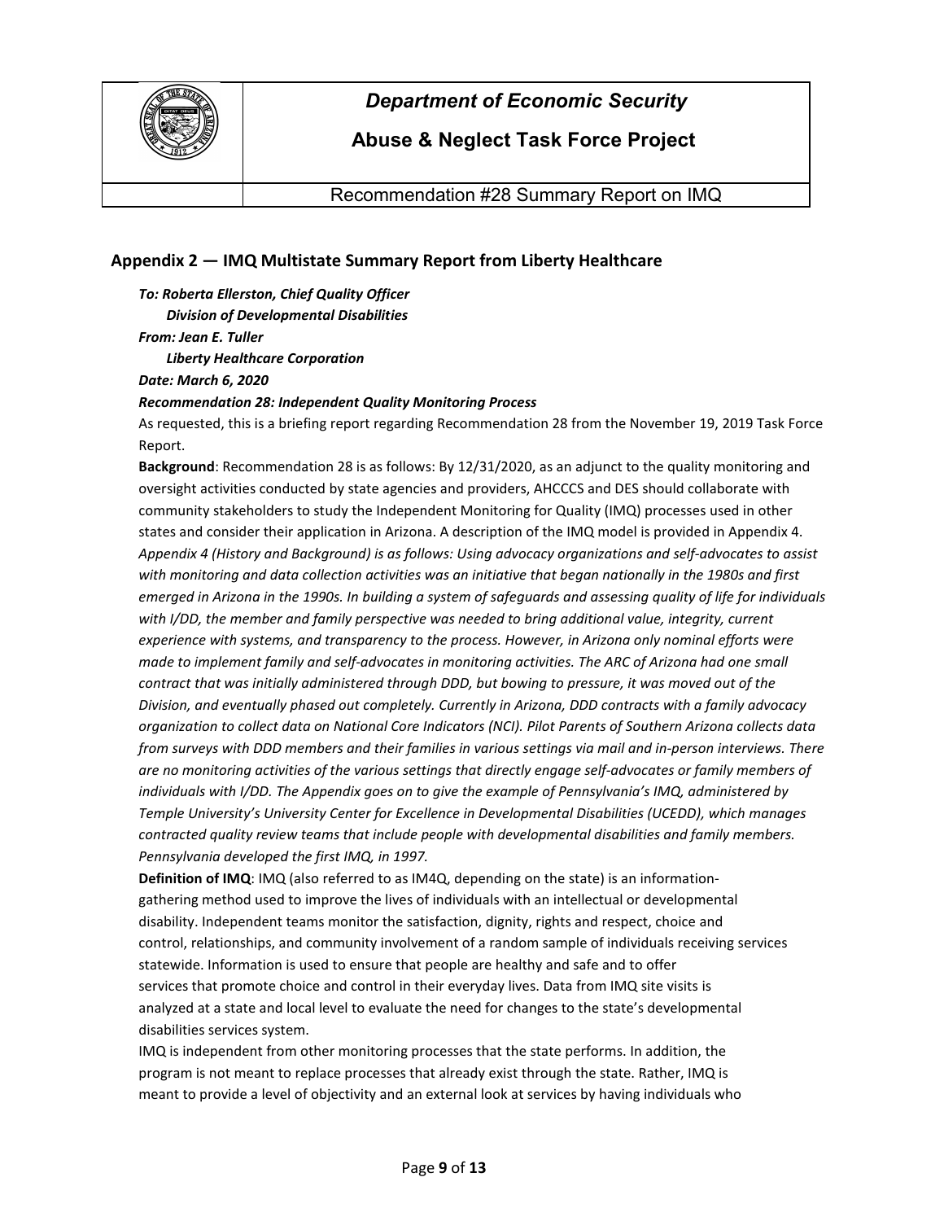## Appendix 2 — IMQ Multistate Summary Report from Liberty Healthcare

***To: Roberta Ellerston, Chief Quality Officer***
***Division of Developmental Disabilities***
***From: Jean E. Tuller***
***Liberty Healthcare Corporation***
***Date: March 6, 2020***
***Recommendation 28: Independent Quality Monitoring Process***

As requested, this is a briefing report regarding Recommendation 28 from the November 19, 2019 Task Force Report.

**Background**: Recommendation 28 is as follows: By 12/31/2020, as an adjunct to the quality monitoring and oversight activities conducted by state agencies and providers, AHCCCS and DES should collaborate with community stakeholders to study the Independent Monitoring for Quality (IMQ) processes used in other states and consider their application in Arizona. A description of the IMQ model is provided in Appendix 4. *Appendix 4 (History and Background) is as follows: Using advocacy organizations and self-advocates to assist with monitoring and data collection activities was an initiative that began nationally in the 1980s and first emerged in Arizona in the 1990s. In building a system of safeguards and assessing quality of life for individuals with I/DD, the member and family perspective was needed to bring additional value, integrity, current experience with systems, and transparency to the process. However, in Arizona only nominal efforts were made to implement family and self-advocates in monitoring activities. The ARC of Arizona had one small contract that was initially administered through DDD, but bowing to pressure, it was moved out of the Division, and eventually phased out completely. Currently in Arizona, DDD contracts with a family advocacy organization to collect data on National Core Indicators (NCI). Pilot Parents of Southern Arizona collects data from surveys with DDD members and their families in various settings via mail and in-person interviews. There are no monitoring activities of the various settings that directly engage self-advocates or family members of individuals with I/DD. The Appendix goes on to give the example of Pennsylvania's IMQ, administered by Temple University's University Center for Excellence in Developmental Disabilities (UCEDD), which manages contracted quality review teams that include people with developmental disabilities and family members. Pennsylvania developed the first IMQ, in 1997.*

**Definition of IMQ**: IMQ (also referred to as IM4Q, depending on the state) is an information-gathering method used to improve the lives of individuals with an intellectual or developmental disability. Independent teams monitor the satisfaction, dignity, rights and respect, choice and control, relationships, and community involvement of a random sample of individuals receiving services statewide. Information is used to ensure that people are healthy and safe and to offer services that promote choice and control in their everyday lives. Data from IMQ site visits is analyzed at a state and local level to evaluate the need for changes to the state's developmental disabilities services system.

IMQ is independent from other monitoring processes that the state performs. In addition, the program is not meant to replace processes that already exist through the state. Rather, IMQ is meant to provide a level of objectivity and an external look at services by having individuals who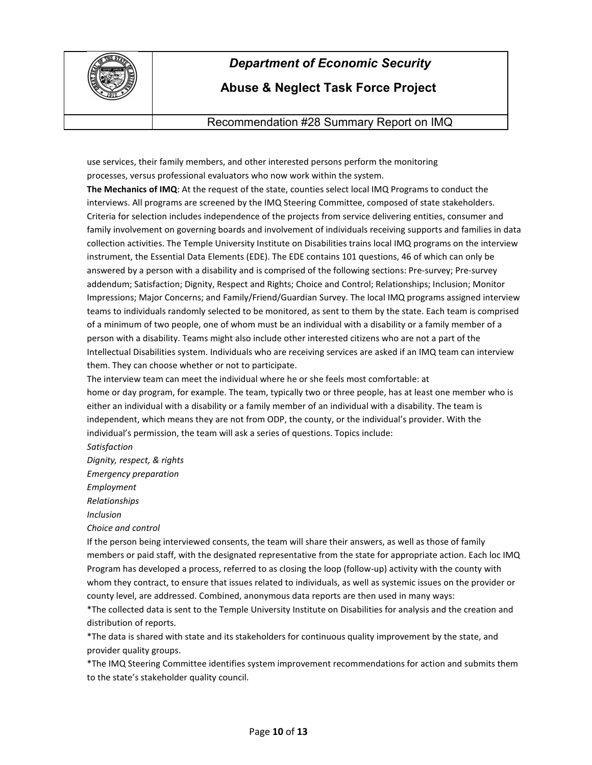use services, their family members, and other interested persons perform the monitoring processes, versus professional evaluators who now work within the system.

**The Mechanics of IMQ**: At the request of the state, counties select local IMQ Programs to conduct the interviews. All programs are screened by the IMQ Steering Committee, composed of state stakeholders. Criteria for selection includes independence of the projects from service delivering entities, consumer and family involvement on governing boards and involvement of individuals receiving supports and families in data collection activities. The Temple University Institute on Disabilities trains local IMQ programs on the interview instrument, the Essential Data Elements (EDE). The EDE contains 101 questions, 46 of which can only be answered by a person with a disability and is comprised of the following sections: Pre-survey; Pre-survey addendum; Satisfaction; Dignity, Respect and Rights; Choice and Control; Relationships; Inclusion; Monitor Impressions; Major Concerns; and Family/Friend/Guardian Survey. The local IMQ programs assigned interview teams to individuals randomly selected to be monitored, as sent to them by the state. Each team is comprised of a minimum of two people, one of whom must be an individual with a disability or a family member of a person with a disability. Teams might also include other interested citizens who are not a part of the Intellectual Disabilities system. Individuals who are receiving services are asked if an IMQ team can interview them. They can choose whether or not to participate.

The interview team can meet the individual where he or she feels most comfortable: at home or day program, for example. The team, typically two or three people, has at least one member who is either an individual with a disability or a family member of an individual with a disability. The team is independent, which means they are not from ODP, the county, or the individual's provider. With the individual's permission, the team will ask a series of questions. Topics include:

*Satisfaction*

*Dignity, respect, & rights*

*Emergency preparation*

*Employment*

*Relationships*

*Inclusion*

*Choice and control*

If the person being interviewed consents, the team will share their answers, as well as those of family members or paid staff, with the designated representative from the state for appropriate action. Each loc IMQ Program has developed a process, referred to as closing the loop (follow-up) activity with the county with whom they contract, to ensure that issues related to individuals, as well as systemic issues on the provider or county level, are addressed. Combined, anonymous data reports are then used in many ways:

*The collected data is sent to the Temple University Institute on Disabilities for analysis and the creation and distribution of reports.

*The data is shared with state and its stakeholders for continuous quality improvement by the state, and provider quality groups.

*The IMQ Steering Committee identifies system improvement recommendations for action and submits them to the state's stakeholder quality council.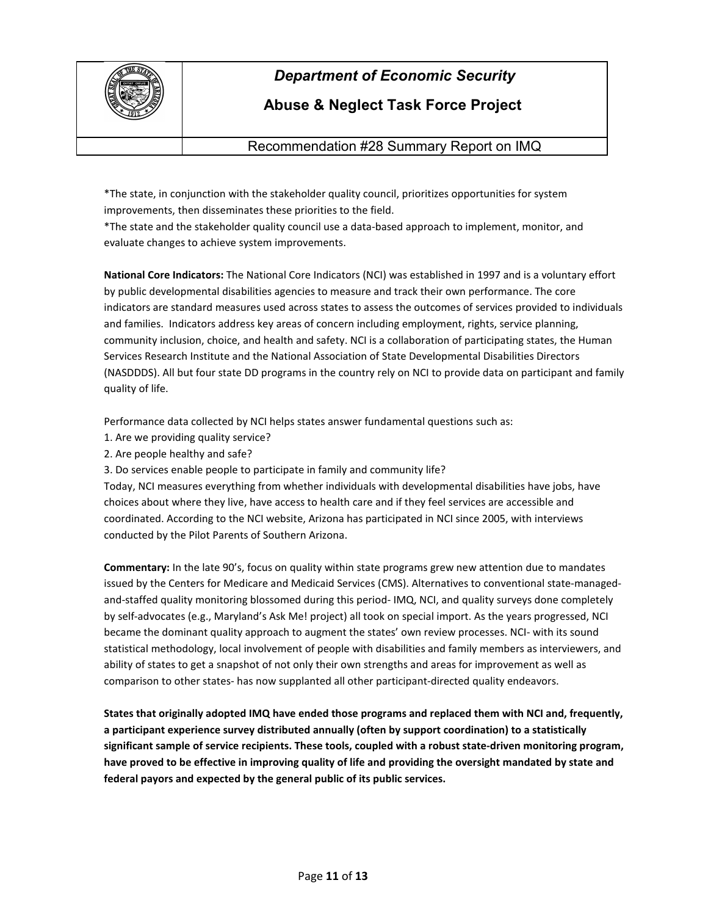*The state, in conjunction with the stakeholder quality council, prioritizes opportunities for system improvements, then disseminates these priorities to the field.
*The state and the stakeholder quality council use a data-based approach to implement, monitor, and evaluate changes to achieve system improvements.

**National Core Indicators:** The National Core Indicators (NCI) was established in 1997 and is a voluntary effort by public developmental disabilities agencies to measure and track their own performance. The core indicators are standard measures used across states to assess the outcomes of services provided to individuals and families. Indicators address key areas of concern including employment, rights, service planning, community inclusion, choice, and health and safety. NCI is a collaboration of participating states, the Human Services Research Institute and the National Association of State Developmental Disabilities Directors (NASDDDS). All but four state DD programs in the country rely on NCI to provide data on participant and family quality of life.

Performance data collected by NCI helps states answer fundamental questions such as:

1. Are we providing quality service?
2. Are people healthy and safe?
3. Do services enable people to participate in family and community life?

Today, NCI measures everything from whether individuals with developmental disabilities have jobs, have choices about where they live, have access to health care and if they feel services are accessible and coordinated. According to the NCI website, Arizona has participated in NCI since 2005, with interviews conducted by the Pilot Parents of Southern Arizona.

**Commentary:** In the late 90's, focus on quality within state programs grew new attention due to mandates issued by the Centers for Medicare and Medicaid Services (CMS). Alternatives to conventional state-managed-and-staffed quality monitoring blossomed during this period- IMQ, NCI, and quality surveys done completely by self-advocates (e.g., Maryland's Ask Me! project) all took on special import. As the years progressed, NCI became the dominant quality approach to augment the states' own review processes. NCI- with its sound statistical methodology, local involvement of people with disabilities and family members as interviewers, and ability of states to get a snapshot of not only their own strengths and areas for improvement as well as comparison to other states- has now supplanted all other participant-directed quality endeavors.

**States that originally adopted IMQ have ended those programs and replaced them with NCI and, frequently, a participant experience survey distributed annually (often by support coordination) to a statistically significant sample of service recipients. These tools, coupled with a robust state-driven monitoring program, have proved to be effective in improving quality of life and providing the oversight mandated by state and federal payors and expected by the general public of its public services.**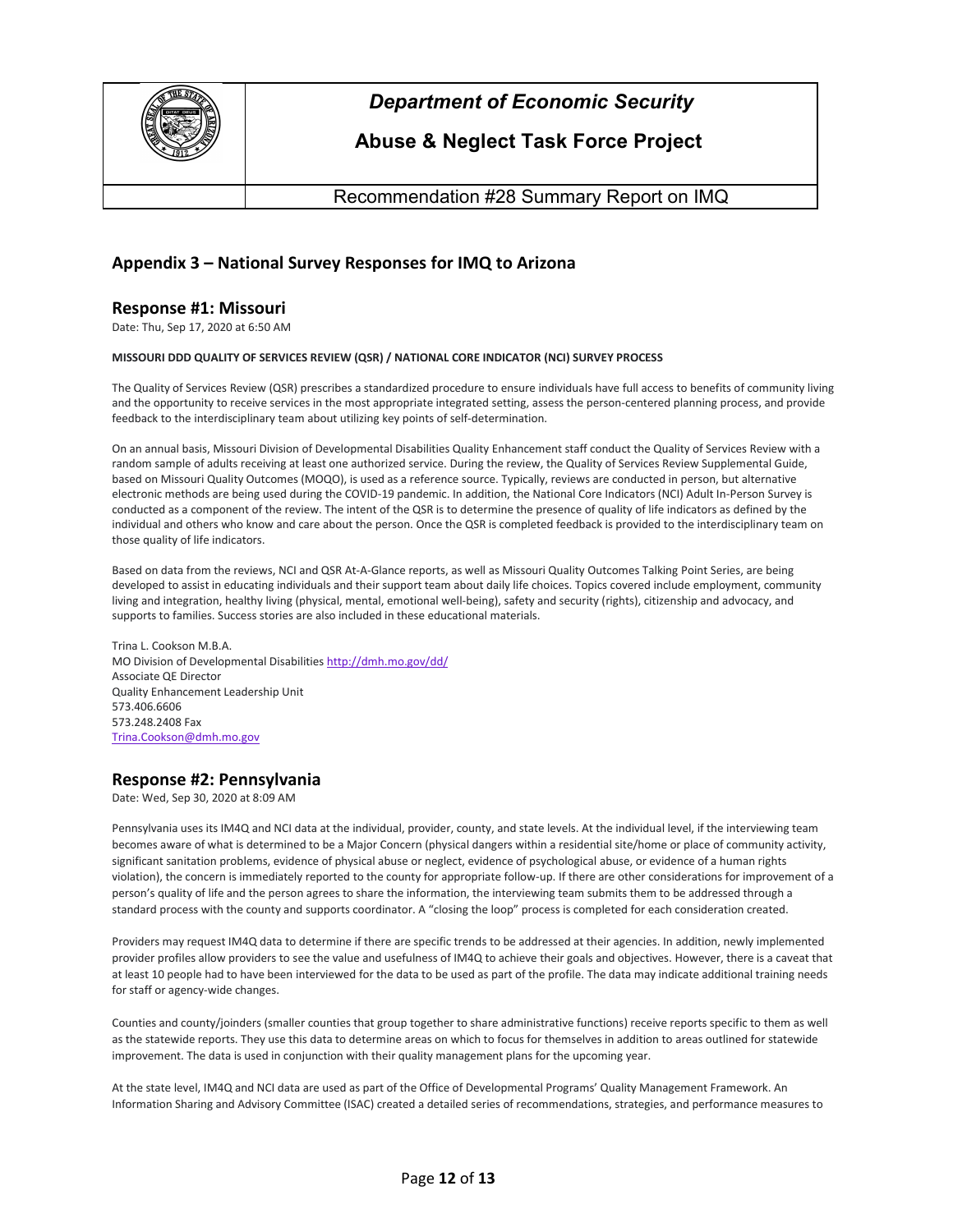## Appendix 3 – National Survey Responses for IMQ to Arizona

### Response #1: Missouri

Date: Thu, Sep 17, 2020 at 6:50 AM

**MISSOURI DDD QUALITY OF SERVICES REVIEW (QSR) / NATIONAL CORE INDICATOR (NCI) SURVEY PROCESS**

The Quality of Services Review (QSR) prescribes a standardized procedure to ensure individuals have full access to benefits of community living and the opportunity to receive services in the most appropriate integrated setting, assess the person-centered planning process, and provide feedback to the interdisciplinary team about utilizing key points of self-determination.

On an annual basis, Missouri Division of Developmental Disabilities Quality Enhancement staff conduct the Quality of Services Review with a random sample of adults receiving at least one authorized service. During the review, the Quality of Services Review Supplemental Guide, based on Missouri Quality Outcomes (MOQO), is used as a reference source. Typically, reviews are conducted in person, but alternative electronic methods are being used during the COVID-19 pandemic. In addition, the National Core Indicators (NCI) Adult In-Person Survey is conducted as a component of the review. The intent of the QSR is to determine the presence of quality of life indicators as defined by the individual and others who know and care about the person. Once the QSR is completed feedback is provided to the interdisciplinary team on those quality of life indicators.

Based on data from the reviews, NCI and QSR At-A-Glance reports, as well as Missouri Quality Outcomes Talking Point Series, are being developed to assist in educating individuals and their support team about daily life choices. Topics covered include employment, community living and integration, healthy living (physical, mental, emotional well-being), safety and security (rights), citizenship and advocacy, and supports to families. Success stories are also included in these educational materials.

Trina L. Cookson M.B.A.
MO Division of Developmental Disabilities http://dmh.mo.gov/dd/
Associate QE Director
Quality Enhancement Leadership Unit
573.406.6606
573.248.2408 Fax
Trina.Cookson@dmh.mo.gov

### Response #2: Pennsylvania

Date: Wed, Sep 30, 2020 at 8:09 AM

Pennsylvania uses its IM4Q and NCI data at the individual, provider, county, and state levels. At the individual level, if the interviewing team becomes aware of what is determined to be a Major Concern (physical dangers within a residential site/home or place of community activity, significant sanitation problems, evidence of physical abuse or neglect, evidence of psychological abuse, or evidence of a human rights violation), the concern is immediately reported to the county for appropriate follow-up. If there are other considerations for improvement of a person's quality of life and the person agrees to share the information, the interviewing team submits them to be addressed through a standard process with the county and supports coordinator. A "closing the loop" process is completed for each consideration created.

Providers may request IM4Q data to determine if there are specific trends to be addressed at their agencies. In addition, newly implemented provider profiles allow providers to see the value and usefulness of IM4Q to achieve their goals and objectives. However, there is a caveat that at least 10 people had to have been interviewed for the data to be used as part of the profile. The data may indicate additional training needs for staff or agency-wide changes.

Counties and county/joinders (smaller counties that group together to share administrative functions) receive reports specific to them as well as the statewide reports. They use this data to determine areas on which to focus for themselves in addition to areas outlined for statewide improvement. The data is used in conjunction with their quality management plans for the upcoming year.

At the state level, IM4Q and NCI data are used as part of the Office of Developmental Programs' Quality Management Framework. An Information Sharing and Advisory Committee (ISAC) created a detailed series of recommendations, strategies, and performance measures to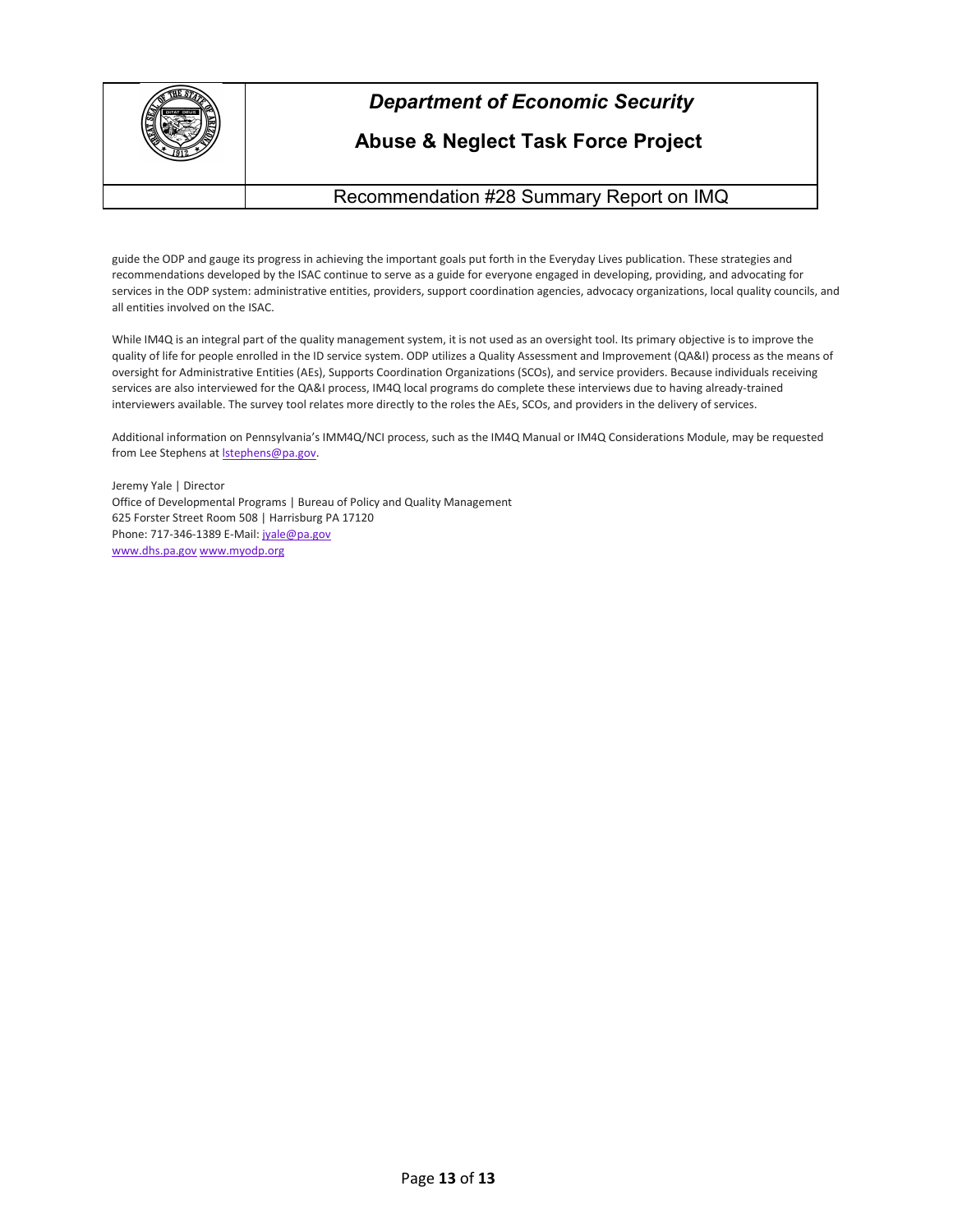guide the ODP and gauge its progress in achieving the important goals put forth in the Everyday Lives publication. These strategies and recommendations developed by the ISAC continue to serve as a guide for everyone engaged in developing, providing, and advocating for services in the ODP system: administrative entities, providers, support coordination agencies, advocacy organizations, local quality councils, and all entities involved on the ISAC.

While IM4Q is an integral part of the quality management system, it is not used as an oversight tool. Its primary objective is to improve the quality of life for people enrolled in the ID service system. ODP utilizes a Quality Assessment and Improvement (QA&I) process as the means of oversight for Administrative Entities (AEs), Supports Coordination Organizations (SCOs), and service providers. Because individuals receiving services are also interviewed for the QA&I process, IM4Q local programs do complete these interviews due to having already-trained interviewers available. The survey tool relates more directly to the roles the AEs, SCOs, and providers in the delivery of services.

Additional information on Pennsylvania's IMM4Q/NCI process, such as the IM4Q Manual or IM4Q Considerations Module, may be requested from Lee Stephens at lstephens@pa.gov.

Jeremy Yale | Director
Office of Developmental Programs | Bureau of Policy and Quality Management
625 Forster Street Room 508 | Harrisburg PA 17120
Phone: 717-346-1389 E-Mail: jyale@pa.gov
www.dhs.pa.gov www.myodp.org